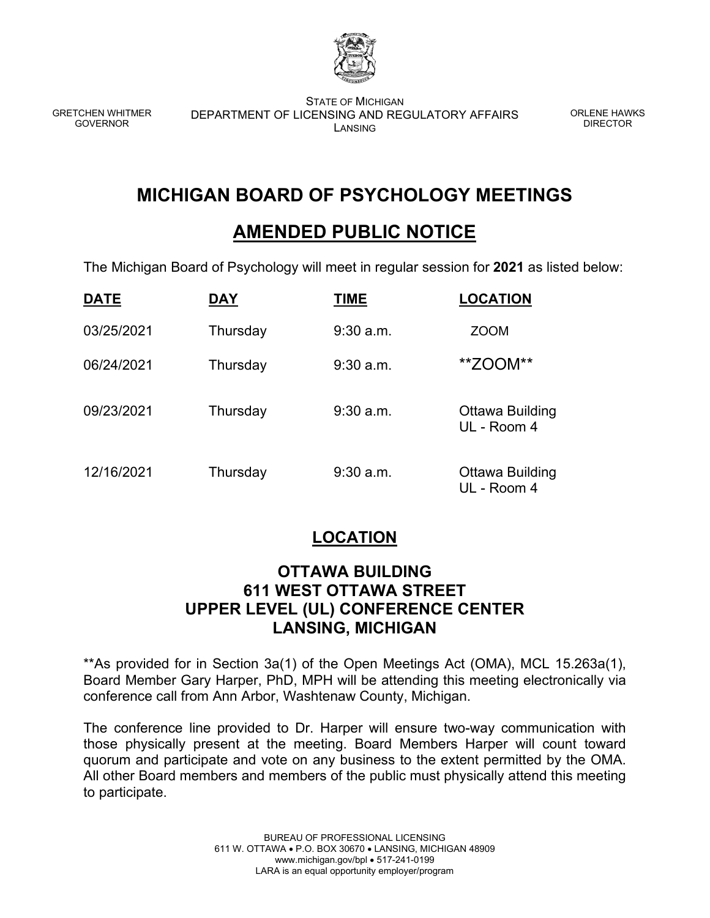GRETCHEN WHITMER
GOVERNOR

STATE OF MICHIGAN
DEPARTMENT OF LICENSING AND REGULATORY AFFAIRS
LANSING

ORLENE HAWKS
DIRECTOR

# MICHIGAN BOARD OF PSYCHOLOGY MEETINGS

## AMENDED PUBLIC NOTICE

The Michigan Board of Psychology will meet in regular session for **2021** as listed below:

| DATE | DAY | TIME | LOCATION |
| --- | --- | --- | --- |
| 03/25/2021 | Thursday | 9:30 a.m. | ZOOM |
| 06/24/2021 | Thursday | 9:30 a.m. | **ZOOM** |
| 09/23/2021 | Thursday | 9:30 a.m. | Ottawa Building UL - Room 4 |
| 12/16/2021 | Thursday | 9:30 a.m. | Ottawa Building UL - Room 4 |

## LOCATION

### OTTAWA BUILDING
### 611 WEST OTTAWA STREET
### UPPER LEVEL (UL) CONFERENCE CENTER
### LANSING, MICHIGAN

**As provided for in Section 3a(1) of the Open Meetings Act (OMA), MCL 15.263a(1), Board Member Gary Harper, PhD, MPH will be attending this meeting electronically via conference call from Ann Arbor, Washtenaw County, Michigan.

The conference line provided to Dr. Harper will ensure two-way communication with those physically present at the meeting. Board Members Harper will count toward quorum and participate and vote on any business to the extent permitted by the OMA. All other Board members and members of the public must physically attend this meeting to participate.

BUREAU OF PROFESSIONAL LICENSING
611 W. OTTAWA • P.O. BOX 30670 • LANSING, MICHIGAN 48909
www.michigan.gov/bpl • 517-241-0199
LARA is an equal opportunity employer/program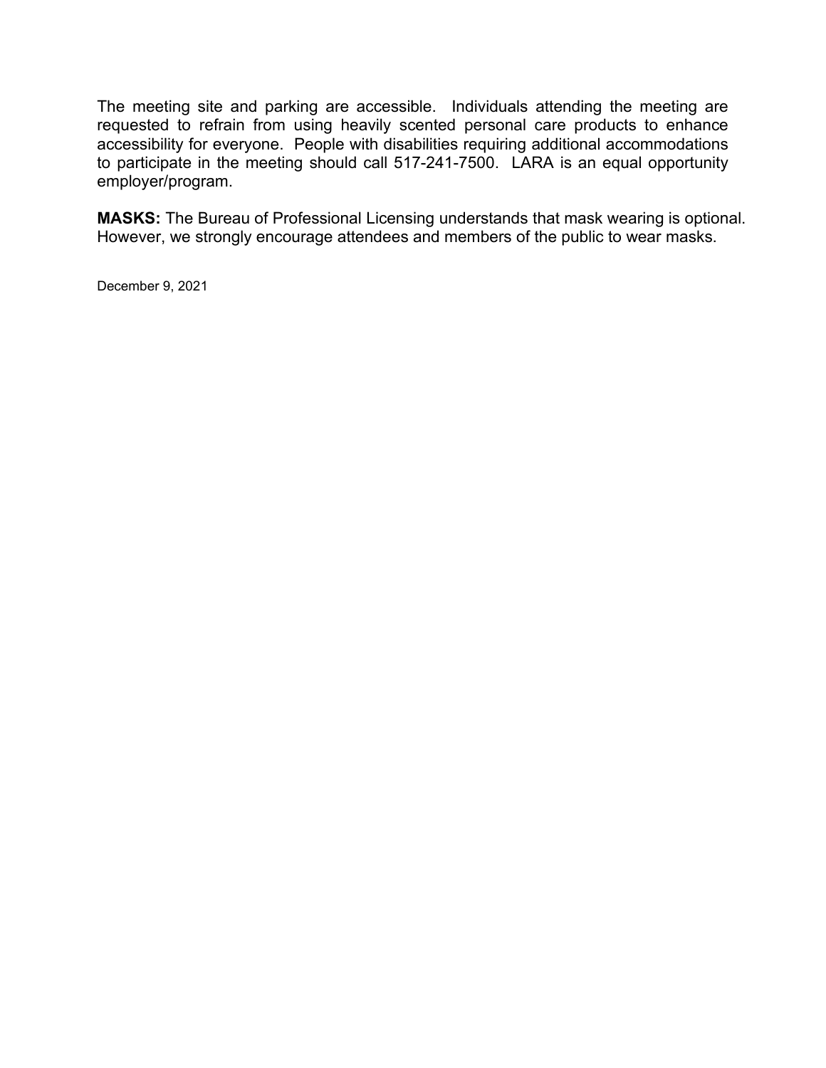The meeting site and parking are accessible. Individuals attending the meeting are requested to refrain from using heavily scented personal care products to enhance accessibility for everyone. People with disabilities requiring additional accommodations to participate in the meeting should call 517-241-7500. LARA is an equal opportunity employer/program.

**MASKS:** The Bureau of Professional Licensing understands that mask wearing is optional. However, we strongly encourage attendees and members of the public to wear masks.

December 9, 2021